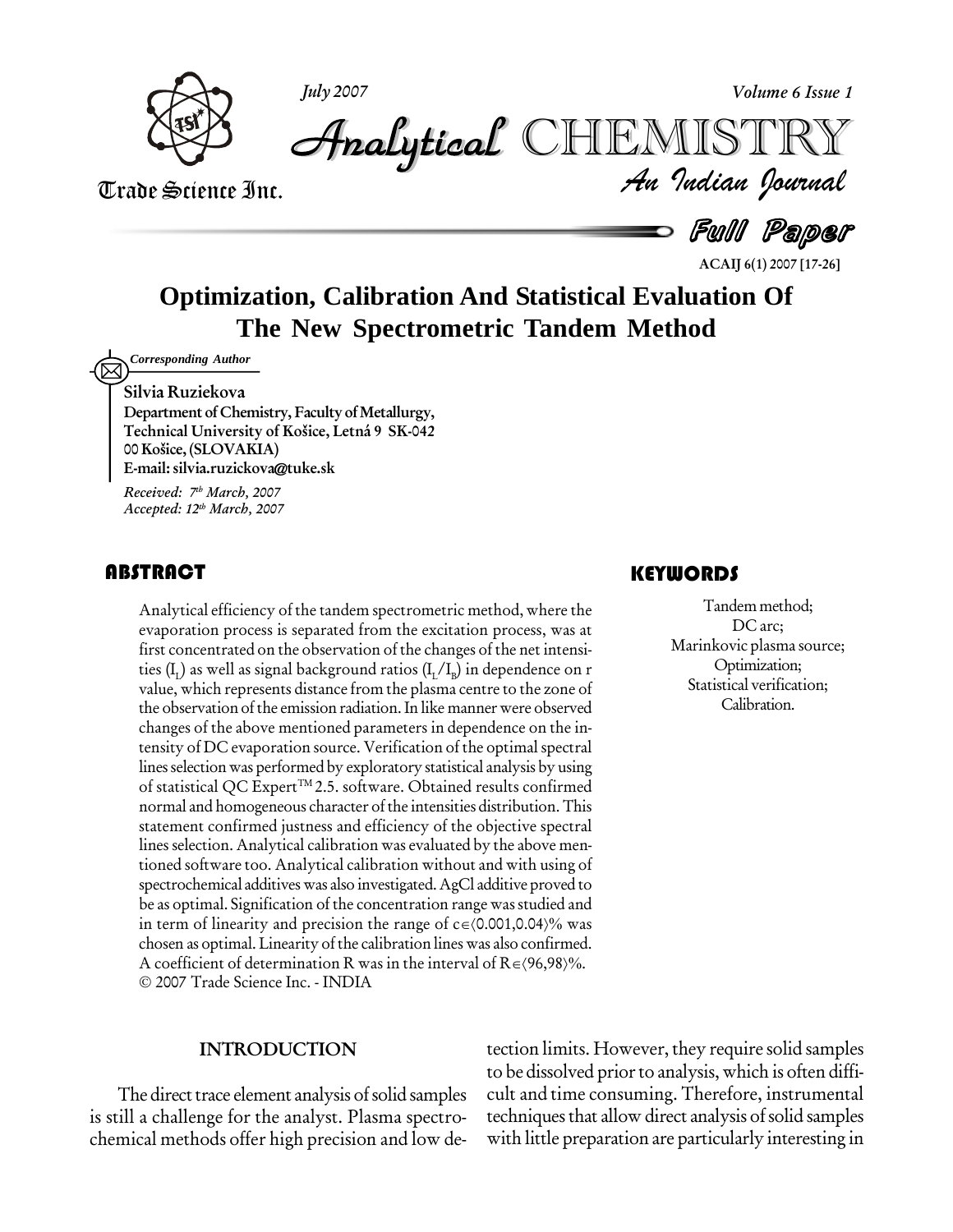# Optimization, Calibration And Statistical Evaluation Of The New Spectrometric Tandem Method

*Corresponding Author*

**Silvia Ruziekova**
**Department of Chemistry, Faculty of Metallurgy, Technical University of Košice, Letná 9 SK-042 00 Košice, (SLOVAKIA)**
**E-mail: silvia.ruzickova@tuke.sk**

*Received: 7th March, 2007*
*Accepted: 12th March, 2007*

## ABSTRACT

Analytical efficiency of the tandem spectrometric method, where the evaporation process is separated from the excitation process, was at first concentrated on the observation of the changes of the net intensities ($I_L$) as well as signal background ratios ($I_L/I_B$) in dependence on r value, which represents distance from the plasma centre to the zone of the observation of the emission radiation. In like manner were observed changes of the above mentioned parameters in dependence on the intensity of DC evaporation source. Verification of the optimal spectral lines selection was performed by exploratory statistical analysis by using of statistical QC Expert™ 2.5. software. Obtained results confirmed normal and homogeneous character of the intensities distribution. This statement confirmed justness and efficiency of the objective spectral lines selection. Analytical calibration was evaluated by the above mentioned software too. Analytical calibration without and with using of spectrochemical additives was also investigated. AgCl additive proved to be as optimal. Signification of the concentration range was studied and in term of linearity and precision the range of $c \in \langle 0.001, 0.04 \rangle$% was chosen as optimal. Linearity of the calibration lines was also confirmed. A coefficient of determination R was in the interval of $R \in \langle 96, 98 \rangle$%.
© 2007 Trade Science Inc. - INDIA

## KEYWORDS

Tandem method;
DC arc;
Marinkovic plasma source;
Optimization;
Statistical verification;
Calibration.

## INTRODUCTION

The direct trace element analysis of solid samples is still a challenge for the analyst. Plasma spectrochemical methods offer high precision and low detection limits. However, they require solid samples to be dissolved prior to analysis, which is often difficult and time consuming. Therefore, instrumental techniques that allow direct analysis of solid samples with little preparation are particularly interesting in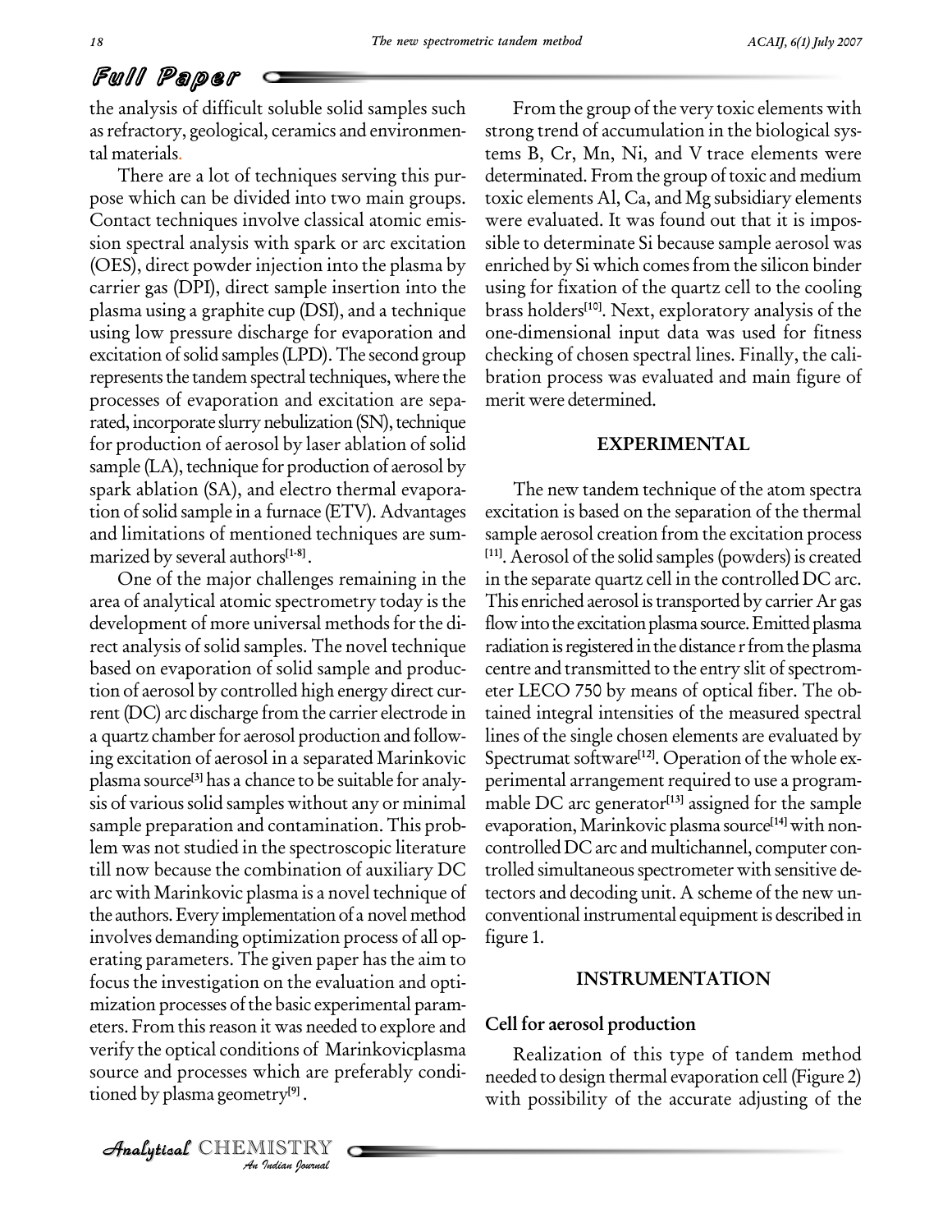the analysis of difficult soluble solid samples such as refractory, geological, ceramics and environmental materials.

There are a lot of techniques serving this purpose which can be divided into two main groups. Contact techniques involve classical atomic emission spectral analysis with spark or arc excitation (OES), direct powder injection into the plasma by carrier gas (DPI), direct sample insertion into the plasma using a graphite cup (DSI), and a technique using low pressure discharge for evaporation and excitation of solid samples (LPD). The second group represents the tandem spectral techniques, where the processes of evaporation and excitation are separated, incorporate slurry nebulization (SN), technique for production of aerosol by laser ablation of solid sample (LA), technique for production of aerosol by spark ablation (SA), and electro thermal evaporation of solid sample in a furnace (ETV). Advantages and limitations of mentioned techniques are summarized by several authors[1-8].

One of the major challenges remaining in the area of analytical atomic spectrometry today is the development of more universal methods for the direct analysis of solid samples. The novel technique based on evaporation of solid sample and production of aerosol by controlled high energy direct current (DC) arc discharge from the carrier electrode in a quartz chamber for aerosol production and following excitation of aerosol in a separated Marinkovic plasma source[3] has a chance to be suitable for analysis of various solid samples without any or minimal sample preparation and contamination. This problem was not studied in the spectroscopic literature till now because the combination of auxiliary DC arc with Marinkovic plasma is a novel technique of the authors. Every implementation of a novel method involves demanding optimization process of all operating parameters. The given paper has the aim to focus the investigation on the evaluation and optimization processes of the basic experimental parameters. From this reason it was needed to explore and verify the optical conditions of Marinkovicplasma source and processes which are preferably conditioned by plasma geometry[9].

From the group of the very toxic elements with strong trend of accumulation in the biological systems B, Cr, Mn, Ni, and V trace elements were determinated. From the group of toxic and medium toxic elements Al, Ca, and Mg subsidiary elements were evaluated. It was found out that it is impossible to determinate Si because sample aerosol was enriched by Si which comes from the silicon binder using for fixation of the quartz cell to the cooling brass holders[10]. Next, exploratory analysis of the one-dimensional input data was used for fitness checking of chosen spectral lines. Finally, the calibration process was evaluated and main figure of merit were determined.

## EXPERIMENTAL

The new tandem technique of the atom spectra excitation is based on the separation of the thermal sample aerosol creation from the excitation process [11]. Aerosol of the solid samples (powders) is created in the separate quartz cell in the controlled DC arc. This enriched aerosol is transported by carrier Ar gas flow into the excitation plasma source. Emitted plasma radiation is registered in the distance r from the plasma centre and transmitted to the entry slit of spectrometer LECO 750 by means of optical fiber. The obtained integral intensities of the measured spectral lines of the single chosen elements are evaluated by Spectrumat software[12]. Operation of the whole experimental arrangement required to use a programmable DC arc generator[13] assigned for the sample evaporation, Marinkovic plasma source[14] with non-controlled DC arc and multichannel, computer controlled simultaneous spectrometer with sensitive detectors and decoding unit. A scheme of the new unconventional instrumental equipment is described in figure 1.

## INSTRUMENTATION

### Cell for aerosol production

Realization of this type of tandem method needed to design thermal evaporation cell (Figure 2) with possibility of the accurate adjusting of the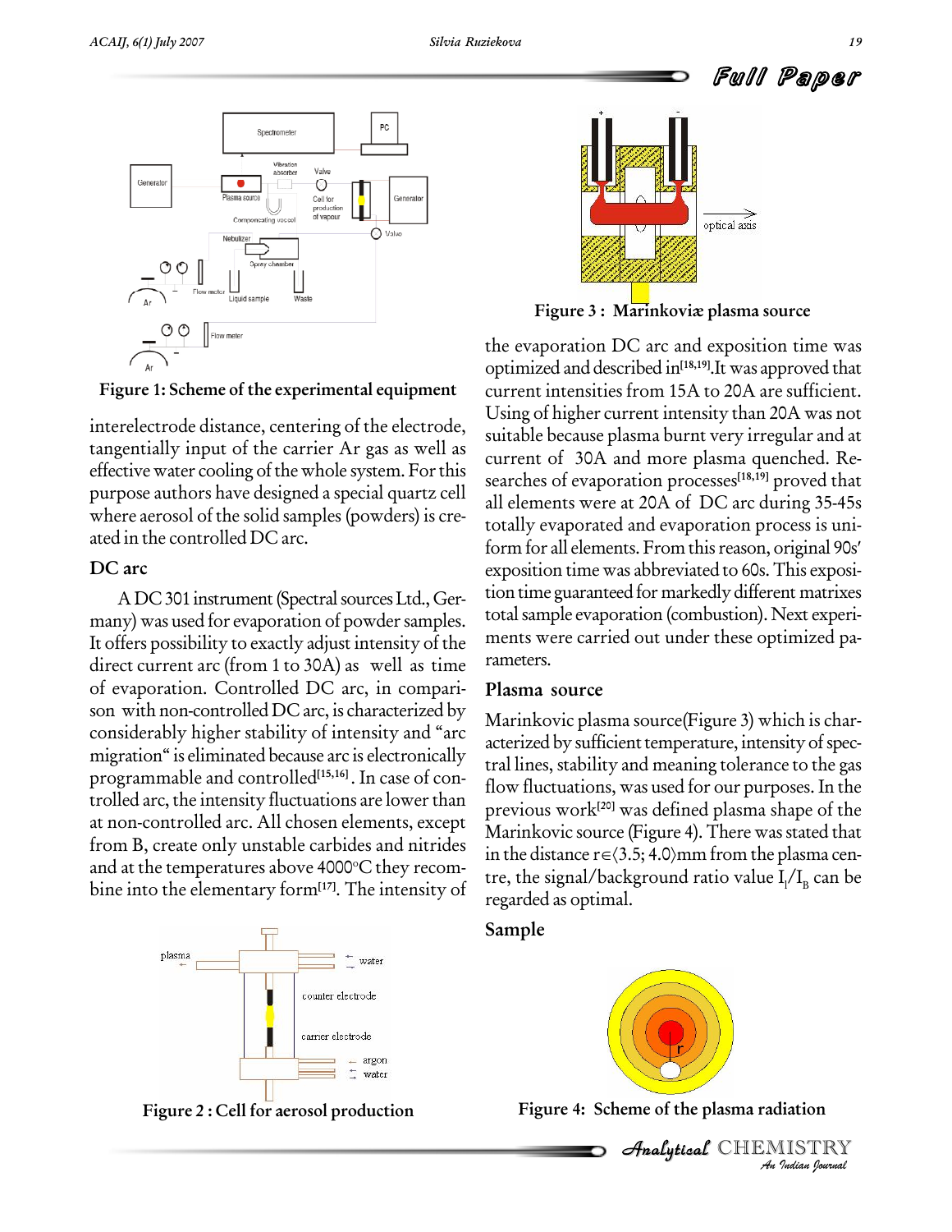Figure 1: Scheme of the experimental equipment

interelectrode distance, centering of the electrode, tangentially input of the carrier Ar gas as well as effective water cooling of the whole system. For this purpose authors have designed a special quartz cell where aerosol of the solid samples (powders) is created in the controlled DC arc.

## DC arc

A DC 301 instrument (Spectral sources Ltd., Germany) was used for evaporation of powder samples. It offers possibility to exactly adjust intensity of the direct current arc (from 1 to 30A) as well as time of evaporation. Controlled DC arc, in comparison with non-controlled DC arc, is characterized by considerably higher stability of intensity and "arc migration" is eliminated because arc is electronically programmable and controlled[15,16]. In case of controlled arc, the intensity fluctuations are lower than at non-controlled arc. All chosen elements, except from B, create only unstable carbides and nitrides and at the temperatures above 4000°C they recombine into the elementary form[17]. The intensity of the evaporation DC arc and exposition time was optimized and described in[18,19]. It was approved that current intensities from 15A to 20A are sufficient. Using of higher current intensity than 20A was not suitable because plasma burnt very irregular and at current of 30A and more plasma quenched. Researches of evaporation processes[18,19] proved that all elements were at 20A of DC arc during 35-45s totally evaporated and evaporation process is uniform for all elements. From this reason, original 90s′ exposition time was abbreviated to 60s. This exposition time guaranteed for markedly different matrixes total sample evaporation (combustion). Next experiments were carried out under these optimized parameters.

Figure 2 : Cell for aerosol production

Figure 3 : Marinkoviæ plasma source

## Plasma source

Marinkovic plasma source (Figure 3) which is characterized by sufficient temperature, intensity of spectral lines, stability and meaning tolerance to the gas flow fluctuations, was used for our purposes. In the previous work[20] was defined plasma shape of the Marinkovic source (Figure 4). There was stated that in the distance $r \in \langle 3.5; 4.0 \rangle$mm from the plasma centre, the signal/background ratio value $I_l/I_B$ can be regarded as optimal.

## Sample

Figure 4: Scheme of the plasma radiation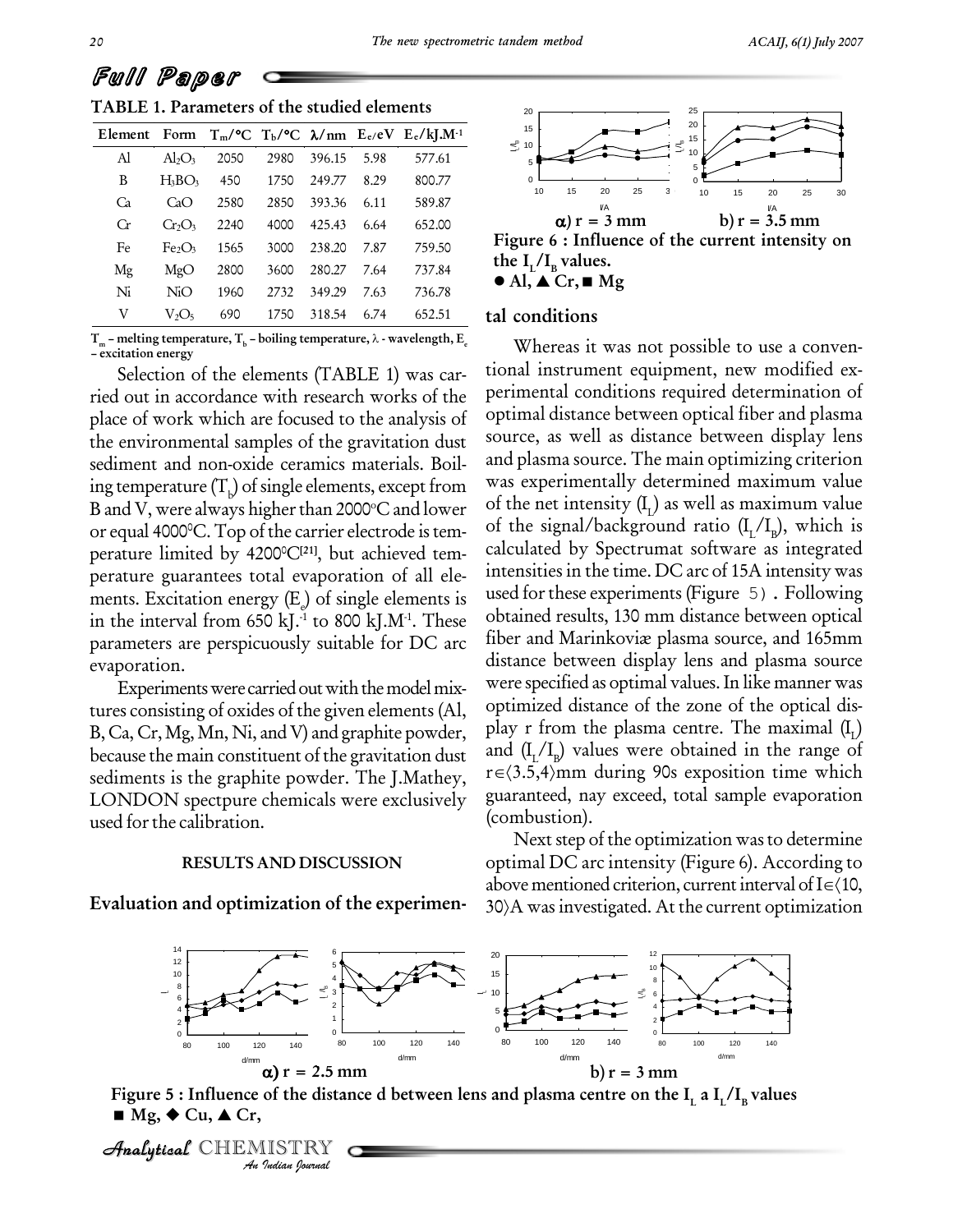## Full Paper

**TABLE 1. Parameters of the studied elements**

| Element | Form | $T_m$/°C | $T_b$/°C | λ/nm | $E_e$/eV | $E_e$/kJ.M$^{-1}$ |
|---|---|---|---|---|---|---|
| Al | $Al_2O_3$ | 2050 | 2980 | 396.15 | 5.98 | 577.61 |
| B | $H_3BO_3$ | 450 | 1750 | 249.77 | 8.29 | 800.77 |
| Ca | CaO | 2580 | 2850 | 393.36 | 6.11 | 589.87 |
| Cr | $Cr_2O_3$ | 2240 | 4000 | 425.43 | 6.64 | 652.00 |
| Fe | $Fe_2O_3$ | 1565 | 3000 | 238.20 | 7.87 | 759.50 |
| Mg | MgO | 2800 | 3600 | 280.27 | 7.64 | 737.84 |
| Ni | NiO | 1960 | 2732 | 349.29 | 7.63 | 736.78 |
| V | $V_2O_5$ | 690 | 1750 | 318.54 | 6.74 | 652.51 |

$T_m$ – melting temperature, $T_b$ – boiling temperature, λ - wavelength, $E_e$ – excitation energy

Selection of the elements (TABLE 1) was carried out in accordance with research works of the place of work which are focused to the analysis of the environmental samples of the gravitation dust sediment and non-oxide ceramics materials. Boiling temperature ($T_b$) of single elements, except from B and V, were always higher than 2000°C and lower or equal 4000°C. Top of the carrier electrode is temperature limited by 4200°C[21], but achieved temperature guarantees total evaporation of all elements. Excitation energy ($E_e$) of single elements is in the interval from 650 kJ.$^{-1}$ to 800 kJ.M$^{-1}$. These parameters are perspicuously suitable for DC arc evaporation.

Experiments were carried out with the model mixtures consisting of oxides of the given elements (Al, B, Ca, Cr, Mg, Mn, Ni, and V) and graphite powder, because the main constituent of the gravitation dust sediments is the graphite powder. The J.Mathey, LONDON spectpure chemicals were exclusively used for the calibration.

## RESULTS AND DISCUSSION

### Evaluation and optimization of the experimental conditions

Whereas it was not possible to use a conventional instrument equipment, new modified experimental conditions required determination of optimal distance between optical fiber and plasma source, as well as distance between display lens and plasma source. The main optimizing criterion was experimentally determined maximum value of the net intensity ($I_L$) as well as maximum value of the signal/background ratio ($I_L/I_B$), which is calculated by Spectrumat software as integrated intensities in the time. DC arc of 15A intensity was used for these experiments (Figure 5). Following obtained results, 130 mm distance between optical fiber and Marinkoviæ plasma source, and 165mm distance between display lens and plasma source were specified as optimal values. In like manner was optimized distance of the zone of the optical display r from the plasma centre. The maximal ($I_L$) and ($I_L/I_B$) values were obtained in the range of $r \in \langle 3.5, 4 \rangle$mm during 90s exposition time which guaranteed, nay exceed, total sample evaporation (combustion).

Next step of the optimization was to determine optimal DC arc intensity (Figure 6). According to above mentioned criterion, current interval of $I \in \langle 10, 30 \rangle$A was investigated. At the current optimization

α) r = 3 mm b) r = 3.5 mm

**Figure 6 : Influence of the current intensity on the $I_L/I_B$ values.**
**● Al, ▲ Cr, ■ Mg**

α) r = 2.5 mm b) r = 3 mm

**Figure 5 : Influence of the distance d between lens and plasma centre on the $I_L$ a $I_L/I_B$ values**
**■ Mg, ◆ Cu, ▲ Cr,**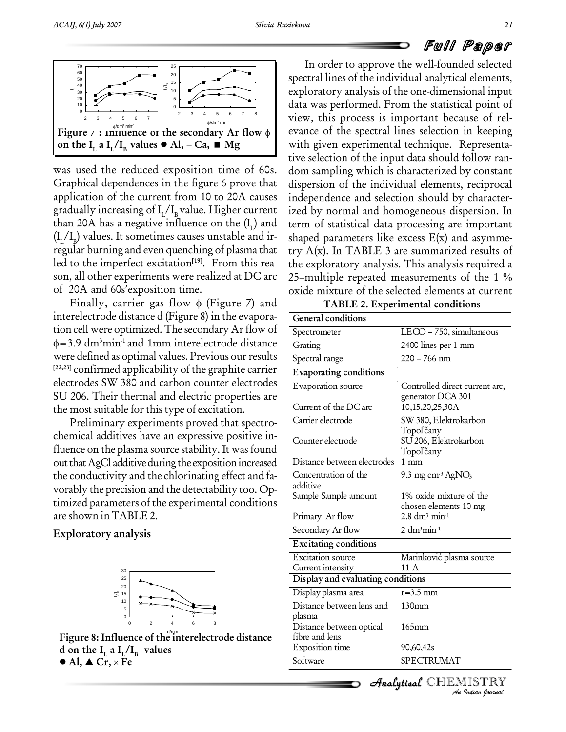Figure 7 : Influence of the secondary Ar flow $\phi$ on the $I_L$ a $I_L/I_B$ values ● Al, – Ca, ■ Mg

was used the reduced exposition time of 60s. Graphical dependences in the figure 6 prove that application of the current from 10 to 20A causes gradually increasing of $I_L/I_B$ value. Higher current than 20A has a negative influence on the ($I_L$) and ($I_L/I_B$) values. It sometimes causes unstable and irregular burning and even quenching of plasma that led to the imperfect excitation[19]. From this reason, all other experiments were realized at DC arc of 20A and 60s′exposition time.

Finally, carrier gas flow $\phi$ (Figure 7) and interelectrode distance d (Figure 8) in the evaporation cell were optimized. The secondary Ar flow of $\phi$=3.9 $dm^3min^{-1}$ and 1mm interelectrode distance were defined as optimal values. Previous our results [22,23] confirmed applicability of the graphite carrier electrodes SW 380 and carbon counter electrodes SU 206. Their thermal and electric properties are the most suitable for this type of excitation.

Preliminary experiments proved that spectrochemical additives have an expressive positive influence on the plasma source stability. It was found out that AgCl additive during the exposition increased the conductivity and the chlorinating effect and favorably the precision and the detectability too. Optimized parameters of the experimental conditions are shown in TABLE 2.

## Exploratory analysis

Figure 8: Influence of the interelectrode distance d on the $I_L$ a $I_L/I_B$ values
● Al, ▲ Cr, × Fe

In order to approve the well-founded selected spectral lines of the individual analytical elements, exploratory analysis of the one-dimensional input data was performed. From the statistical point of view, this process is important because of relevance of the spectral lines selection in keeping with given experimental technique. Representative selection of the input data should follow random sampling which is characterized by constant dispersion of the individual elements, reciprocal independence and selection should by characterized by normal and homogeneous dispersion. In term of statistical data processing are important shaped parameters like excess E(x) and asymmetry A(x). In TABLE 3 are summarized results of the exploratory analysis. This analysis required a 25–multiple repeated measurements of the 1 % oxide mixture of the selected elements at current

**TABLE 2. Experimental conditions**

| **General conditions** | |
|---|---|
| Spectrometer | LECO – 750, simultaneous |
| Grating | 2400 lines per 1 mm |
| Spectral range | 220 – 766 nm |
| **Evaporating conditions** | |
| Evaporation source | Controlled direct current arc, generator DCA 301 |
| Current of the DC arc | 10,15,20,25,30A |
| Carrier electrode | SW 380, Elektrokarbon Topoľčany |
| Counter electrode | SU 206, Elektrokarbon Topoľčany |
| Distance between electrodes | 1 mm |
| Concentration of the additive | 9.3 mg $cm^{-3}$ $AgNO_3$ |
| Sample Sample amount | 1% oxide mixture of the chosen elements 10 mg |
| Primary Ar flow | 2.8 $dm^3$ $min^{-1}$ |
| Secondary Ar flow | 2 $dm^3min^{-1}$ |
| **Excitating conditions** | |
| Excitation source | Marinković plasma source |
| Current intensity | 11 A |
| **Display and evaluating conditions** | |
| Display plasma area | r=3.5 mm |
| Distance between lens and plasma | 130mm |
| Distance between optical fibre and lens | 165mm |
| Exposition time | 90,60,42s |
| Software | SPECTRUMAT |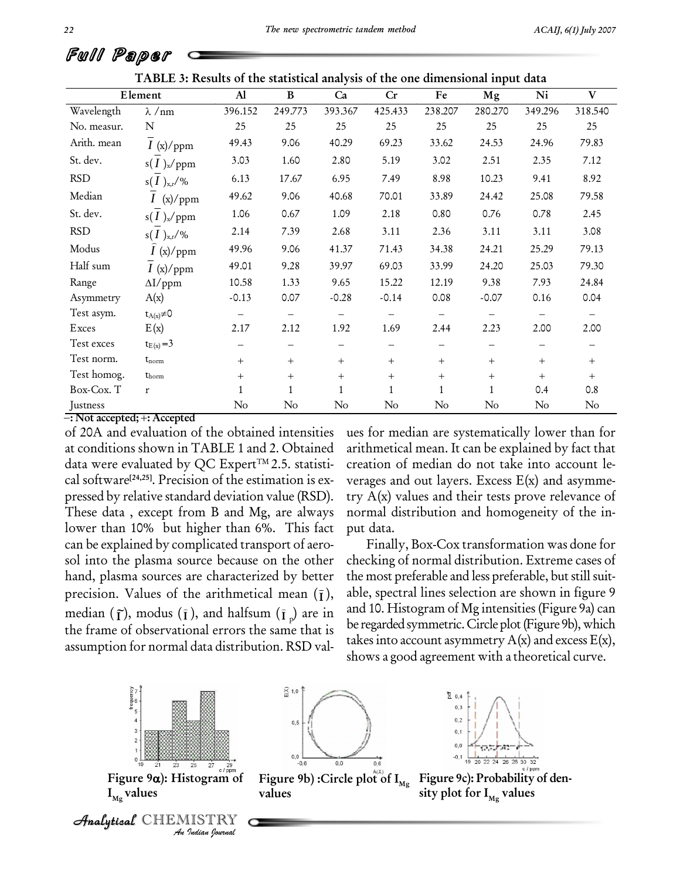TABLE 3: Results of the statistical analysis of the one dimensional input data

| Element | | Al | B | Ca | Cr | Fe | Mg | Ni | V |
|---|---|---|---|---|---|---|---|---|---|
| Wavelength | $\lambda$ /nm | 396.152 | 249.773 | 393.367 | 425.433 | 238.207 | 280.270 | 349.296 | 318.540 |
| No. measur. | N | 25 | 25 | 25 | 25 | 25 | 25 | 25 | 25 |
| Arith. mean | $\bar{I}$ (x)/ppm | 49.43 | 9.06 | 40.29 | 69.23 | 33.62 | 24.53 | 24.96 | 79.83 |
| St. dev. | $s(\bar{I})_x$/ppm | 3.03 | 1.60 | 2.80 | 5.19 | 3.02 | 2.51 | 2.35 | 7.12 |
| RSD | $s(\bar{I})_{x,r}$/% | 6.13 | 17.67 | 6.95 | 7.49 | 8.98 | 10.23 | 9.41 | 8.92 |
| Median | $\tilde{I}$ (x)/ppm | 49.62 | 9.06 | 40.68 | 70.01 | 33.89 | 24.42 | 25.08 | 79.58 |
| St. dev. | $s(\tilde{I})_x$/ppm | 1.06 | 0.67 | 1.09 | 2.18 | 0.80 | 0.76 | 0.78 | 2.45 |
| RSD | $s(\tilde{I})_{x,r}$/% | 2.14 | 7.39 | 2.68 | 3.11 | 2.36 | 3.11 | 3.11 | 3.08 |
| Modus | $\hat{I}$ (x)/ppm | 49.96 | 9.06 | 41.37 | 71.43 | 34.38 | 24.21 | 25.29 | 79.13 |
| Half sum | $\bar{I}$ (x)/ppm | 49.01 | 9.28 | 39.97 | 69.03 | 33.99 | 24.20 | 25.03 | 79.30 |
| Range | $\Delta$I/ppm | 10.58 | 1.33 | 9.65 | 15.22 | 12.19 | 9.38 | 7.93 | 24.84 |
| Asymmetry | A(x) | -0.13 | 0.07 | -0.28 | -0.14 | 0.08 | -0.07 | 0.16 | 0.04 |
| Test asym. | $t_{A(x)} \neq 0$ | – | – | – | – | – | – | – | – |
| Exces | E(x) | 2.17 | 2.12 | 1.92 | 1.69 | 2.44 | 2.23 | 2.00 | 2.00 |
| Test exces | $t_{E(x)} = 3$ | – | – | – | – | – | – | – | – |
| Test norm. | $t_{norm}$ | + | + | + | + | + | + | + | + |
| Test homog. | $t_{horm}$ | + | + | + | + | + | + | + | + |
| Box-Cox. T | r | 1 | 1 | 1 | 1 | 1 | 1 | 0.4 | 0.8 |
| Justness | | No | No | No | No | No | No | No | No |

**–: Not accepted; +: Accepted**

of 20A and evaluation of the obtained intensities at conditions shown in TABLE 1 and 2. Obtained data were evaluated by QC Expert™ 2.5. statistical software[24,25]. Precision of the estimation is expressed by relative standard deviation value (RSD). These data , except from B and Mg, are always lower than 10% but higher than 6%. This fact can be explained by complicated transport of aerosol into the plasma source because on the other hand, plasma sources are characterized by better precision. Values of the arithmetical mean ($\bar{I}$), median ($\tilde{I}$), modus ($\hat{I}$), and halfsum ($\bar{I}_p$) are in the frame of observational errors the same that is assumption for normal data distribution. RSD values for median are systematically lower than for arithmetical mean. It can be explained by fact that creation of median do not take into account leverages and out layers. Excess E(x) and asymmetry A(x) values and their tests prove relevance of normal distribution and homogeneity of the input data.

Finally, Box-Cox transformation was done for checking of normal distribution. Extreme cases of the most preferable and less preferable, but still suitable, spectral lines selection are shown in figure 9 and 10. Histogram of Mg intensities (Figure 9a) can be regarded symmetric. Circle plot (Figure 9b), which takes into account asymmetry A(x) and excess E(x), shows a good agreement with a theoretical curve.

**Figure 9α): Histogram of $I_{Mg}$ values**

**Figure 9b) :Circle plot of $I_{Mg}$ values**

**Figure 9c): Probability of density plot for $I_{Mg}$ values**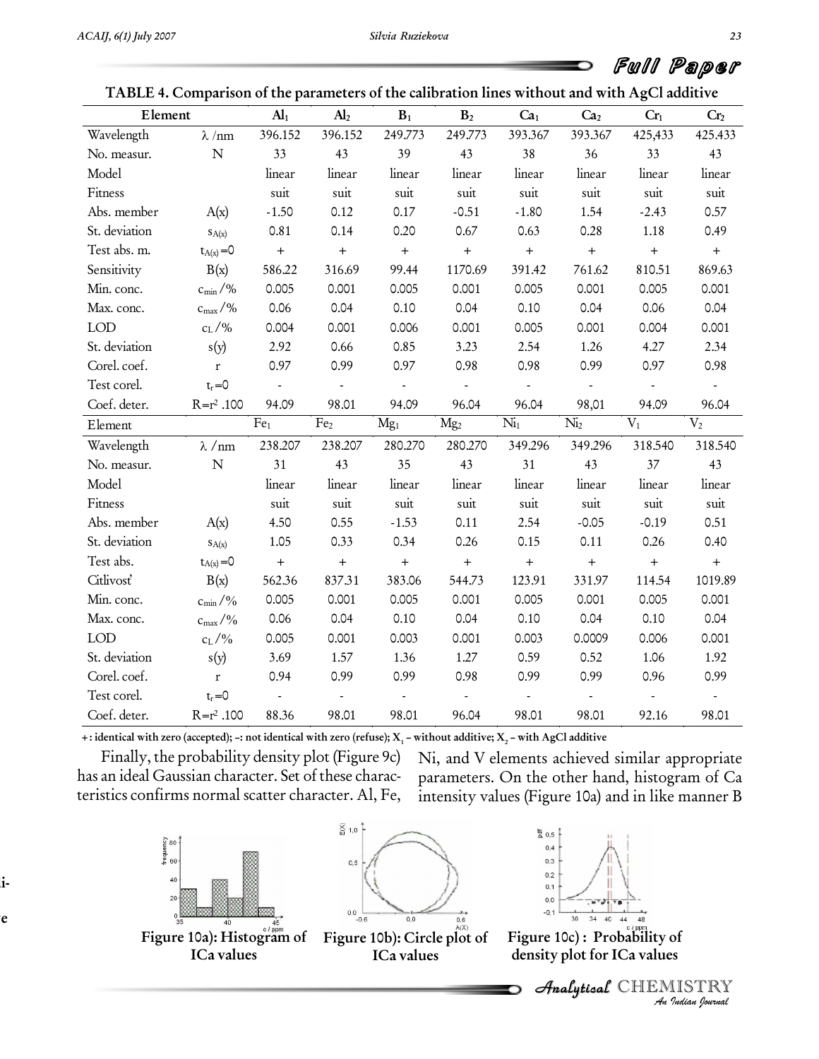**TABLE 4. Comparison of the parameters of the calibration lines without and with AgCl additive**

| Element | | $Al_1$ | $Al_2$ | $B_1$ | $B_2$ | $Ca_1$ | $Ca_2$ | $Cr_1$ | $Cr_2$ |
|---|---|---|---|---|---|---|---|---|---|
| Wavelength | $\lambda$ /nm | 396.152 | 396.152 | 249.773 | 249.773 | 393.367 | 393.367 | 425,433 | 425.433 |
| No. measur. | N | 33 | 43 | 39 | 43 | 38 | 36 | 33 | 43 |
| Model | | linear | linear | linear | linear | linear | linear | linear | linear |
| Fitness | | suit | suit | suit | suit | suit | suit | suit | suit |
| Abs. member | A(x) | -1.50 | 0.12 | 0.17 | -0.51 | -1.80 | 1.54 | -2.43 | 0.57 |
| St. deviation | $s_{A(x)}$ | 0.81 | 0.14 | 0.20 | 0.67 | 0.63 | 0.28 | 1.18 | 0.49 |
| Test abs. m. | $t_{A(x)}=0$ | + | + | + | + | + | + | + | + |
| Sensitivity | B(x) | 586.22 | 316.69 | 99.44 | 1170.69 | 391.42 | 761.62 | 810.51 | 869.63 |
| Min. conc. | $c_{min}$ /% | 0.005 | 0.001 | 0.005 | 0.001 | 0.005 | 0.001 | 0.005 | 0.001 |
| Max. conc. | $c_{max}$ /% | 0.06 | 0.04 | 0.10 | 0.04 | 0.10 | 0.04 | 0.06 | 0.04 |
| LOD | $c_L$ /% | 0.004 | 0.001 | 0.006 | 0.001 | 0.005 | 0.001 | 0.004 | 0.001 |
| St. deviation | s(y) | 2.92 | 0.66 | 0.85 | 3.23 | 2.54 | 1.26 | 4.27 | 2.34 |
| Corel. coef. | r | 0.97 | 0.99 | 0.97 | 0.98 | 0.98 | 0.99 | 0.97 | 0.98 |
| Test corel. | $t_r=0$ | - | - | - | - | - | - | - | - |
| Coef. deter. | $R=r^2$ .100 | 94.09 | 98.01 | 94.09 | 96.04 | 96.04 | 98,01 | 94.09 | 96.04 |
| **Element** | | $Fe_1$ | $Fe_2$ | $Mg_1$ | $Mg_2$ | $Ni_1$ | $Ni_2$ | $V_1$ | $V_2$ |
| Wavelength | $\lambda$ /nm | 238.207 | 238.207 | 280.270 | 280.270 | 349.296 | 349.296 | 318.540 | 318.540 |
| No. measur. | N | 31 | 43 | 35 | 43 | 31 | 43 | 37 | 43 |
| Model | | linear | linear | linear | linear | linear | linear | linear | linear |
| Fitness | | suit | suit | suit | suit | suit | suit | suit | suit |
| Abs. member | A(x) | 4.50 | 0.55 | -1.53 | 0.11 | 2.54 | -0.05 | -0.19 | 0.51 |
| St. deviation | $s_{A(x)}$ | 1.05 | 0.33 | 0.34 | 0.26 | 0.15 | 0.11 | 0.26 | 0.40 |
| Test abs. | $t_{A(x)}=0$ | + | + | + | + | + | + | + | + |
| Citlivosť | B(x) | 562.36 | 837.31 | 383.06 | 544.73 | 123.91 | 331.97 | 114.54 | 1019.89 |
| Min. conc. | $c_{min}$ /% | 0.005 | 0.001 | 0.005 | 0.001 | 0.005 | 0.001 | 0.005 | 0.001 |
| Max. conc. | $c_{max}$ /% | 0.06 | 0.04 | 0.10 | 0.04 | 0.10 | 0.04 | 0.10 | 0.04 |
| LOD | $c_L$ /% | 0.005 | 0.001 | 0.003 | 0.001 | 0.003 | 0.0009 | 0.006 | 0.001 |
| St. deviation | s(y) | 3.69 | 1.57 | 1.36 | 1.27 | 0.59 | 0.52 | 1.06 | 1.92 |
| Corel. coef. | r | 0.94 | 0.99 | 0.99 | 0.98 | 0.99 | 0.99 | 0.96 | 0.99 |
| Test corel. | $t_r=0$ | - | - | - | - | - | - | - | - |
| Coef. deter. | $R=r^2$ .100 | 88.36 | 98.01 | 98.01 | 96.04 | 98.01 | 98.01 | 92.16 | 98.01 |

+: identical with zero (accepted); –: not identical with zero (refuse); $X_1$ – without additive; $X_2$ – with AgCl additive

Finally, the probability density plot (Figure 9c) has an ideal Gaussian character. Set of these characteristics confirms normal scatter character. Al, Fe, Ni, and V elements achieved similar appropriate parameters. On the other hand, histogram of Ca intensity values (Figure 10a) and in like manner B

Figure 10a): Histogram of ICa values

Figure 10b): Circle plot of ICa values

Figure 10c): Probability of density plot for ICa values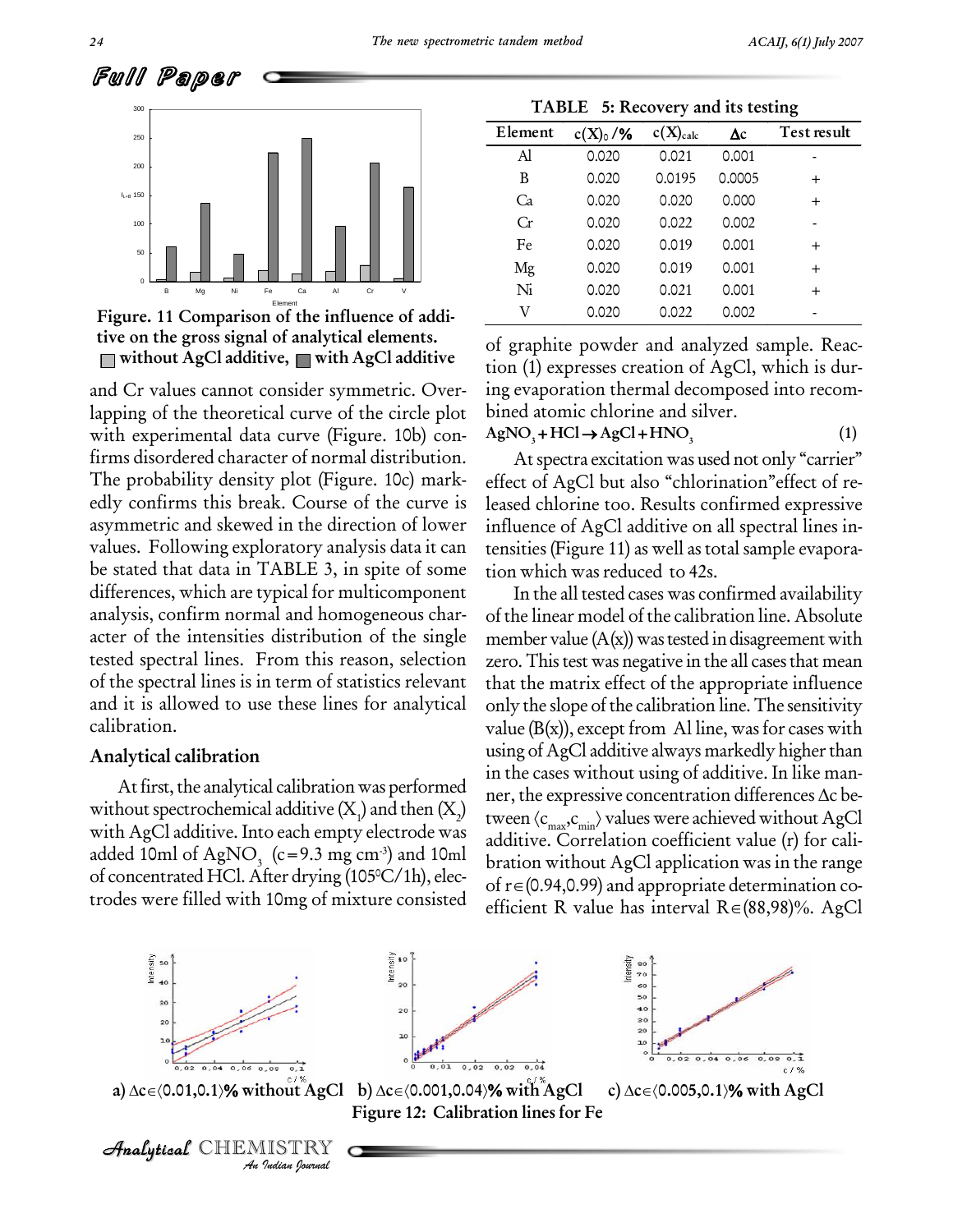Figure. 11 Comparison of the influence of additive on the gross signal of analytical elements. without AgCl additive, with AgCl additive

and Cr values cannot consider symmetric. Overlapping of the theoretical curve of the circle plot with experimental data curve (Figure. 10b) confirms disordered character of normal distribution. The probability density plot (Figure. 10c) markedly confirms this break. Course of the curve is asymmetric and skewed in the direction of lower values. Following exploratory analysis data it can be stated that data in TABLE 3, in spite of some differences, which are typical for multicomponent analysis, confirm normal and homogeneous character of the intensities distribution of the single tested spectral lines. From this reason, selection of the spectral lines is in term of statistics relevant and it is allowed to use these lines for analytical calibration.

## Analytical calibration

At first, the analytical calibration was performed without spectrochemical additive ($X_1$) and then ($X_2$) with AgCl additive. Into each empty electrode was added 10ml of $AgNO_3$ (c=9.3 mg cm$^{-3}$) and 10ml of concentrated HCl. After drying (105°C/1h), electrodes were filled with 10mg of mixture consisted

TABLE 5: Recovery and its testing

| Element | $c(X)_0$ /% | $c(X)_{calc}$ | $\Delta c$ | Test result |
|---|---|---|---|---|
| Al | 0.020 | 0.021 | 0.001 | - |
| B | 0.020 | 0.0195 | 0.0005 | + |
| Ca | 0.020 | 0.020 | 0.000 | + |
| Cr | 0.020 | 0.022 | 0.002 | - |
| Fe | 0.020 | 0.019 | 0.001 | + |
| Mg | 0.020 | 0.019 | 0.001 | + |
| Ni | 0.020 | 0.021 | 0.001 | + |
| V | 0.020 | 0.022 | 0.002 | - |

of graphite powder and analyzed sample. Reaction (1) expresses creation of AgCl, which is during evaporation thermal decomposed into recombined atomic chlorine and silver.

$$AgNO_3 + HCl \rightarrow AgCl + HNO_3 \qquad (1)$$

At spectra excitation was used not only "carrier" effect of AgCl but also "chlorination"effect of released chlorine too. Results confirmed expressive influence of AgCl additive on all spectral lines intensities (Figure 11) as well as total sample evaporation which was reduced to 42s.

In the all tested cases was confirmed availability of the linear model of the calibration line. Absolute member value (A(x)) was tested in disagreement with zero. This test was negative in the all cases that mean that the matrix effect of the appropriate influence only the slope of the calibration line. The sensitivity value (B(x)), except from Al line, was for cases with using of AgCl additive always markedly higher than in the cases without using of additive. In like manner, the expressive concentration differences $\Delta c$ between $\langle c_{max}, c_{min}\rangle$ values were achieved without AgCl additive. Correlation coefficient value (r) for calibration without AgCl application was in the range of $r \in (0.94, 0.99)$ and appropriate determination coefficient R value has interval $R \in (88,98)\%$. AgCl

a) $\Delta c \in \langle 0.01, 0.1 \rangle$% without AgCl b) $\Delta c \in \langle 0.001, 0.04 \rangle$% with AgCl c) $\Delta c \in \langle 0.005, 0.1 \rangle$% with AgCl

Figure 12: Calibration lines for Fe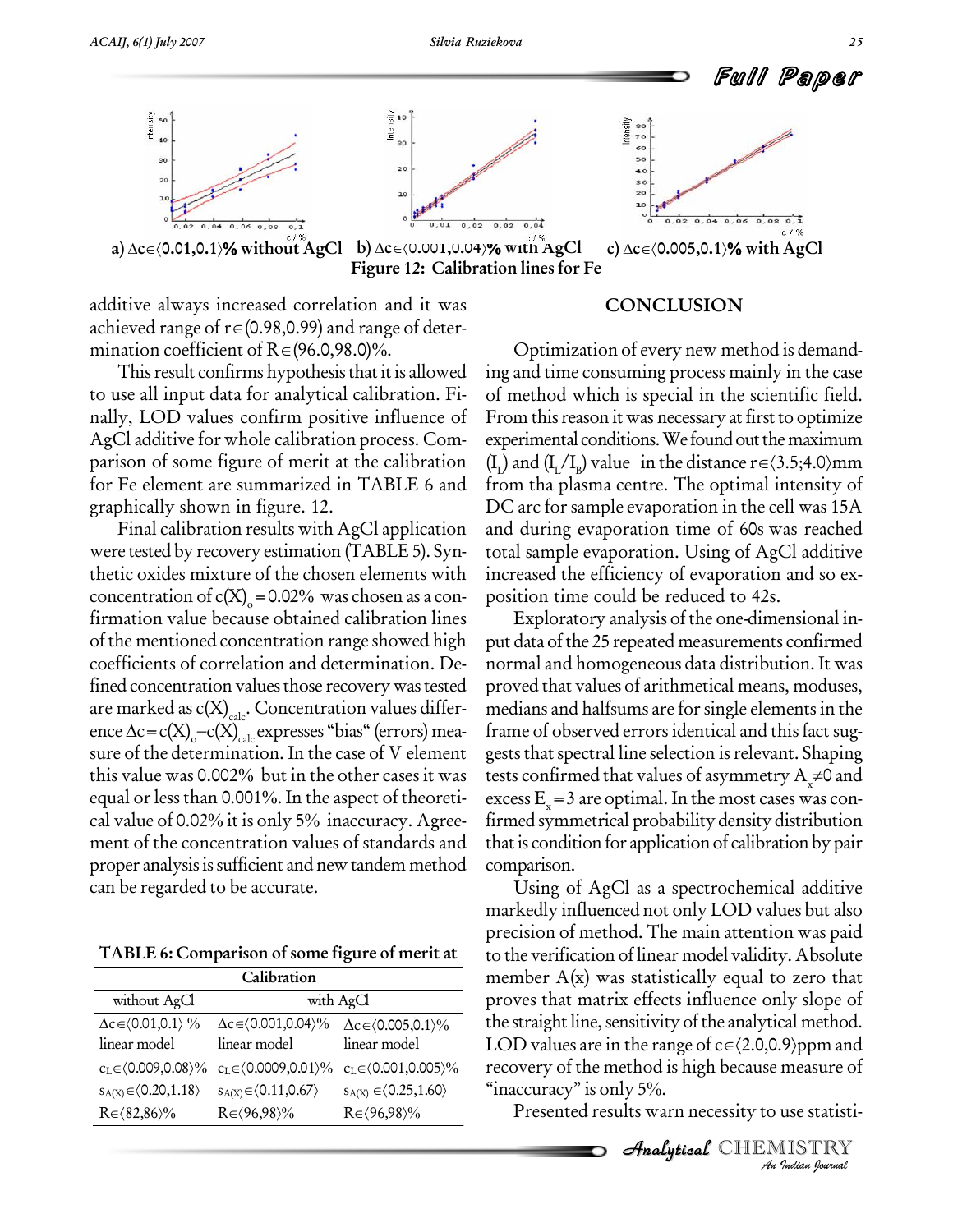a) $\Delta c \in \langle 0.01, 0.1 \rangle$% without AgCl b) $\Delta c \in \langle 0.001, 0.04 \rangle$% with AgCl c) $\Delta c \in \langle 0.005, 0.1 \rangle$% with AgCl

**Figure 12: Calibration lines for Fe**

additive always increased correlation and it was achieved range of $r \in (0.98, 0.99)$ and range of determination coefficient of $R \in (96.0, 98.0)$%.

This result confirms hypothesis that it is allowed to use all input data for analytical calibration. Finally, LOD values confirm positive influence of AgCl additive for whole calibration process. Comparison of some figure of merit at the calibration for Fe element are summarized in TABLE 6 and graphically shown in figure. 12.

Final calibration results with AgCl application were tested by recovery estimation (TABLE 5). Synthetic oxides mixture of the chosen elements with concentration of $c(X)_o = 0.02$% was chosen as a confirmation value because obtained calibration lines of the mentioned concentration range showed high coefficients of correlation and determination. Defined concentration values those recovery was tested are marked as $c(X)_{calc}$. Concentration values difference $\Delta c = c(X)_o - c(X)_{calc}$ expresses "bias" (errors) measure of the determination. In the case of V element this value was 0.002% but in the other cases it was equal or less than 0.001%. In the aspect of theoretical value of 0.02% it is only 5% inaccuracy. Agreement of the concentration values of standards and proper analysis is sufficient and new tandem method can be regarded to be accurate.

**TABLE 6: Comparison of some figure of merit at Calibration**

| without AgCl | with AgCl | |
|---|---|---|
| $\Delta c \in \langle 0.01, 0.1 \rangle$ % | $\Delta c \in \langle 0.001, 0.04 \rangle$% | $\Delta c \in \langle 0.005, 0.1 \rangle$% |
| linear model | linear model | linear model |
| $c_L \in \langle 0.009, 0.08 \rangle$% | $c_L \in \langle 0.0009, 0.01 \rangle$% | $c_L \in \langle 0.001, 0.005 \rangle$% |
| $s_{A(X)} \in \langle 0.20, 1.18 \rangle$ | $s_{A(X)} \in \langle 0.11, 0.67 \rangle$ | $s_{A(X)} \in \langle 0.25, 1.60 \rangle$ |
| $R \in \langle 82, 86 \rangle$% | $R \in \langle 96, 98 \rangle$% | $R \in \langle 96, 98 \rangle$% |

## CONCLUSION

Optimization of every new method is demanding and time consuming process mainly in the case of method which is special in the scientific field. From this reason it was necessary at first to optimize experimental conditions. We found out the maximum $(I_L)$ and $(I_L/I_B)$ value in the distance $r \in \langle 3.5; 4.0 \rangle$mm from tha plasma centre. The optimal intensity of DC arc for sample evaporation in the cell was 15A and during evaporation time of 60s was reached total sample evaporation. Using of AgCl additive increased the efficiency of evaporation and so exposition time could be reduced to 42s.

Exploratory analysis of the one-dimensional input data of the 25 repeated measurements confirmed normal and homogeneous data distribution. It was proved that values of arithmetical means, moduses, medians and halfsums are for single elements in the frame of observed errors identical and this fact suggests that spectral line selection is relevant. Shaping tests confirmed that values of asymmetry $A_x \neq 0$ and excess $E_x = 3$ are optimal. In the most cases was confirmed symmetrical probability density distribution that is condition for application of calibration by pair comparison.

Using of AgCl as a spectrochemical additive markedly influenced not only LOD values but also precision of method. The main attention was paid to the verification of linear model validity. Absolute member A(x) was statistically equal to zero that proves that matrix effects influence only slope of the straight line, sensitivity of the analytical method. LOD values are in the range of $c \in \langle 2.0, 0.9 \rangle$ppm and recovery of the method is high because measure of "inaccuracy" is only 5%.

Presented results warn necessity to use statisti-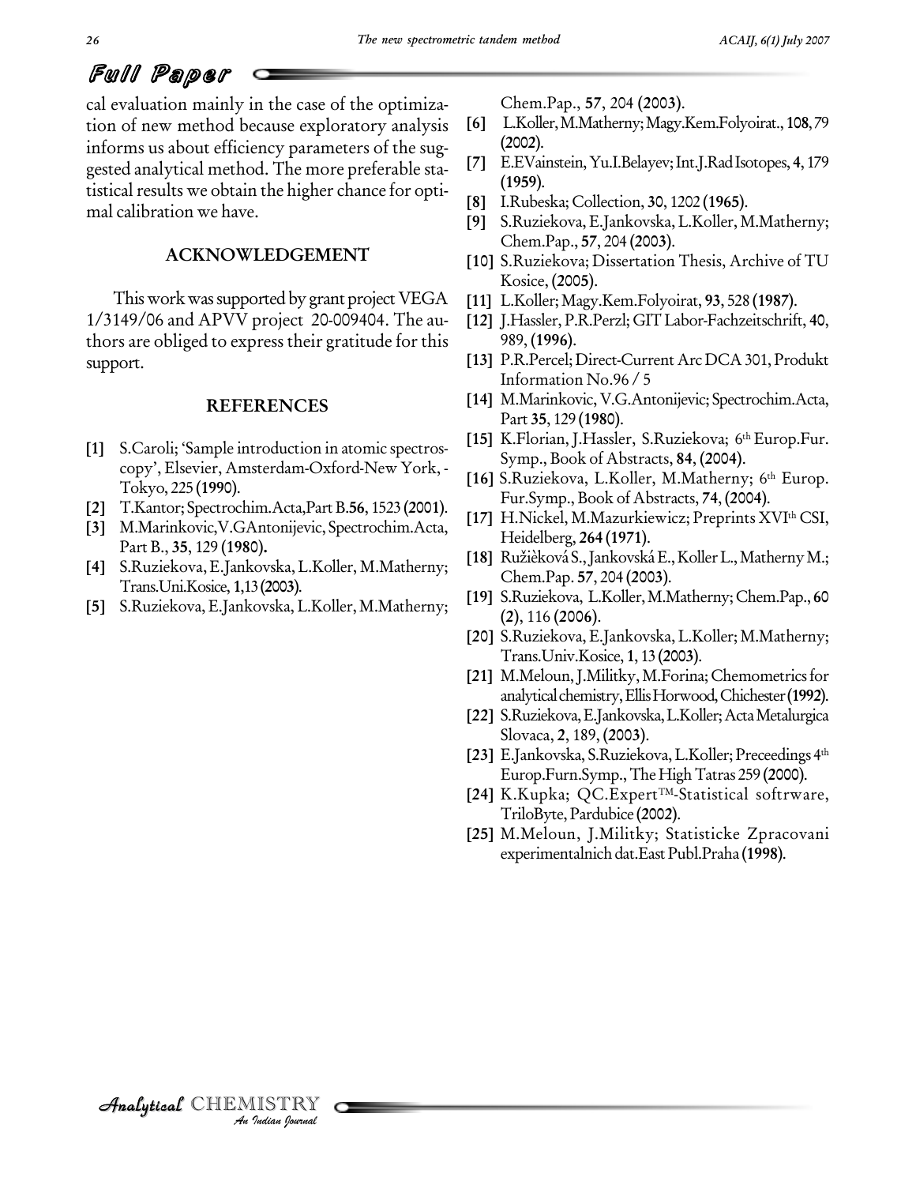cal evaluation mainly in the case of the optimization of new method because exploratory analysis informs us about efficiency parameters of the suggested analytical method. The more preferable statistical results we obtain the higher chance for optimal calibration we have.

## ACKNOWLEDGEMENT

This work was supported by grant project VEGA 1/3149/06 and APVV project 20-009404. The authors are obliged to express their gratitude for this support.

## REFERENCES

[1] S.Caroli; 'Sample introduction in atomic spectroscopy', Elsevier, Amsterdam-Oxford-New York, -Tokyo, 225 **(1990)**.

[2] T.Kantor; Spectrochim.Acta,Part B.**56**, 1523 **(2001)**.

[3] M.Marinkovic,V.GAntonijevic, Spectrochim.Acta, Part B., **35**, 129 **(1980).**

[4] S.Ruziekova, E.Jankovska, L.Koller, M.Matherny; Trans.Uni.Kosice, **1**,13 **(2003)**.

[5] S.Ruziekova, E.Jankovska, L.Koller, M.Matherny; Chem.Pap., **57**, 204 **(2003)**.

[6] L.Koller, M.Matherny; Magy.Kem.Folyoirat., **108**, 79 **(2002)**.

[7] E.EVainstein, Yu.I.Belayev; Int.J.Rad Isotopes, **4**, 179 **(1959)**.

[8] I.Rubeska; Collection, **30**, 1202 **(1965)**.

[9] S.Ruziekova, E.Jankovska, L.Koller, M.Matherny; Chem.Pap., **57**, 204 **(2003)**.

[10] S.Ruziekova; Dissertation Thesis, Archive of TU Kosice, **(2005)**.

[11] L.Koller; Magy.Kem.Folyoirat, **93**, 528 **(1987)**.

[12] J.Hassler, P.R.Perzl; GIT Labor-Fachzeitschrift, **40**, 989, **(1996)**.

[13] P.R.Percel; Direct-Current Arc DCA 301, Produkt Information No.96 / 5

[14] M.Marinkovic, V.G.Antonijevic; Spectrochim.Acta, Part **35**, 129 **(1980)**.

[15] K.Florian, J.Hassler, S.Ruziekova; 6th Europ.Fur. Symp., Book of Abstracts, **84**, **(2004)**.

[16] S.Ruziekova, L.Koller, M.Matherny; 6th Europ. Fur.Symp., Book of Abstracts, **74**, **(2004)**.

[17] H.Nickel, M.Mazurkiewicz; Preprints XVIth CSI, Heidelberg, **264** **(1971)**.

[18] Ružièková S., Jankovská E., Koller L., Matherny M.; Chem.Pap. **57**, 204 **(2003)**.

[19] S.Ruziekova, L.Koller, M.Matherny; Chem.Pap., **60** **(2)**, 116 **(2006)**.

[20] S.Ruziekova, E.Jankovska, L.Koller; M.Matherny; Trans.Univ.Kosice, **1**, 13 **(2003)**.

[21] M.Meloun, J.Militky, M.Forina; Chemometrics for analytical chemistry, Ellis Horwood, Chichester **(1992)**.

[22] S.Ruziekova, E.Jankovska, L.Koller; Acta Metalurgica Slovaca, **2**, 189, **(2003)**.

[23] E.Jankovska, S.Ruziekova, L.Koller; Preceedings 4th Europ.Furn.Symp., The High Tatras 259 **(2000)**.

[24] K.Kupka; QC.Expert™-Statistical softrware, TriloByte, Pardubice **(2002)**.

[25] M.Meloun, J.Militky; Statisticke Zpracovani experimentalnich dat.East Publ.Praha **(1998)**.